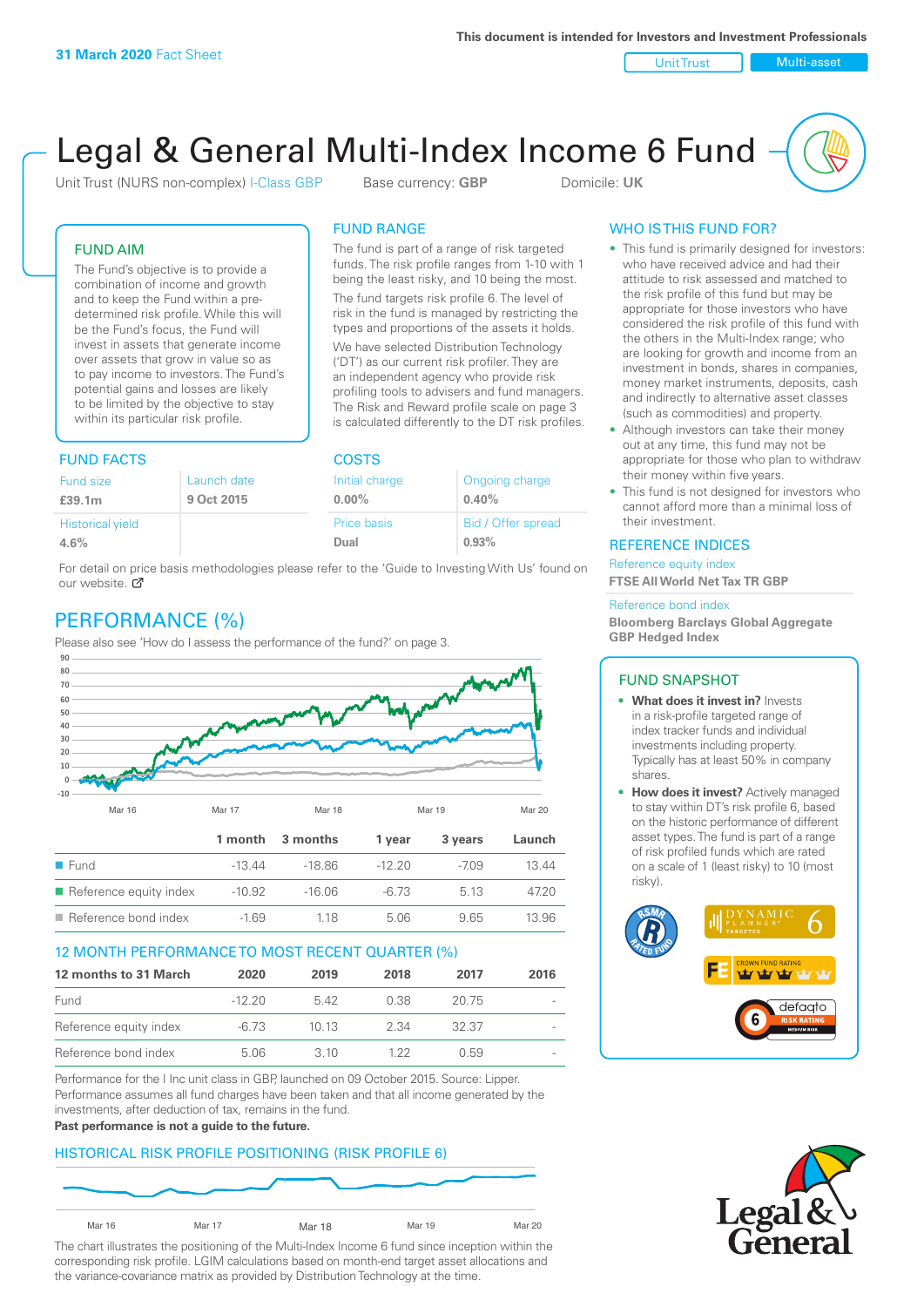**31 March 2020** Fact Sheet

This document is intended for Investors and Investment Professionals

Unit Trust | Multi-asset

# Legal & General Multi-Index Income 6 Fund

Unit Trust (NURS non-complex) I-Class GBP    Base currency: **GBP**    Domicile: **UK**

## FUND AIM

The Fund's objective is to provide a combination of income and growth and to keep the Fund within a pre-determined risk profile. While this will be the Fund's focus, the Fund will invest in assets that generate income over assets that grow in value so as to pay income to investors. The Fund's potential gains and losses are likely to be limited by the objective to stay within its particular risk profile.

## FUND RANGE

The fund is part of a range of risk targeted funds. The risk profile ranges from 1-10 with 1 being the least risky, and 10 being the most.

The fund targets risk profile 6. The level of risk in the fund is managed by restricting the types and proportions of the assets it holds.

We have selected Distribution Technology ('DT') as our current risk profiler. They are an independent agency who provide risk profiling tools to advisers and fund managers. The Risk and Reward profile scale on page 3 is calculated differently to the DT risk profiles.

## FUND FACTS

| Fund size | Launch date |
|---|---|
| **£39.1m** | **9 Oct 2015** |
| Historical yield | |
| **4.6%** | |

## COSTS

| Initial charge | Ongoing charge |
|---|---|
| **0.00%** | **0.40%** |
| Price basis | Bid / Offer spread |
| **Dual** | **0.93%** |

For detail on price basis methodologies please refer to the 'Guide to Investing With Us' found on our website.

## WHO IS THIS FUND FOR?

- This fund is primarily designed for investors: who have received advice and had their attitude to risk assessed and matched to the risk profile of this fund but may be appropriate for those investors who have considered the risk profile of this fund with the others in the Multi-Index range; who are looking for growth and income from an investment in bonds, shares in companies, money market instruments, deposits, cash and indirectly to alternative asset classes (such as commodities) and property.
- Although investors can take their money out at any time, this fund may not be appropriate for those who plan to withdraw their money within five years.
- This fund is not designed for investors who cannot afford more than a minimal loss of their investment.

## REFERENCE INDICES

Reference equity index
**FTSE All World Net Tax TR GBP**

Reference bond index
**Bloomberg Barclays Global Aggregate GBP Hedged Index**

## PERFORMANCE (%)

Please also see 'How do I assess the performance of the fund?' on page 3.

| | 1 month | 3 months | 1 year | 3 years | Launch |
|---|---|---|---|---|---|
| Fund | -13.44 | -18.86 | -12.20 | -7.09 | 13.44 |
| Reference equity index | -10.92 | -16.06 | -6.73 | 5.13 | 47.20 |
| Reference bond index | -1.69 | 1.18 | 5.06 | 9.65 | 13.96 |

## 12 MONTH PERFORMANCE TO MOST RECENT QUARTER (%)

| 12 months to 31 March | 2020 | 2019 | 2018 | 2017 | 2016 |
|---|---|---|---|---|---|
| Fund | -12.20 | 5.42 | 0.38 | 20.75 | - |
| Reference equity index | -6.73 | 10.13 | 2.34 | 32.37 | - |
| Reference bond index | 5.06 | 3.10 | 1.22 | 0.59 | - |

Performance for the I Inc unit class in GBP, launched on 09 October 2015. Source: Lipper. Performance assumes all fund charges have been taken and that all income generated by the investments, after deduction of tax, remains in the fund.

**Past performance is not a guide to the future.**

## HISTORICAL RISK PROFILE POSITIONING (RISK PROFILE 6)

The chart illustrates the positioning of the Multi-Index Income 6 fund since inception within the corresponding risk profile. LGIM calculations based on month-end target asset allocations and the variance-covariance matrix as provided by Distribution Technology at the time.

## FUND SNAPSHOT

- **What does it invest in?** Invests in a risk-profile targeted range of index tracker funds and individual investments including property. Typically has at least 50% in company shares.
- **How does it invest?** Actively managed to stay within DT's risk profile 6, based on the historic performance of different asset types. The fund is part of a range of risk profiled funds which are rated on a scale of 1 (least risky) to 10 (most risky).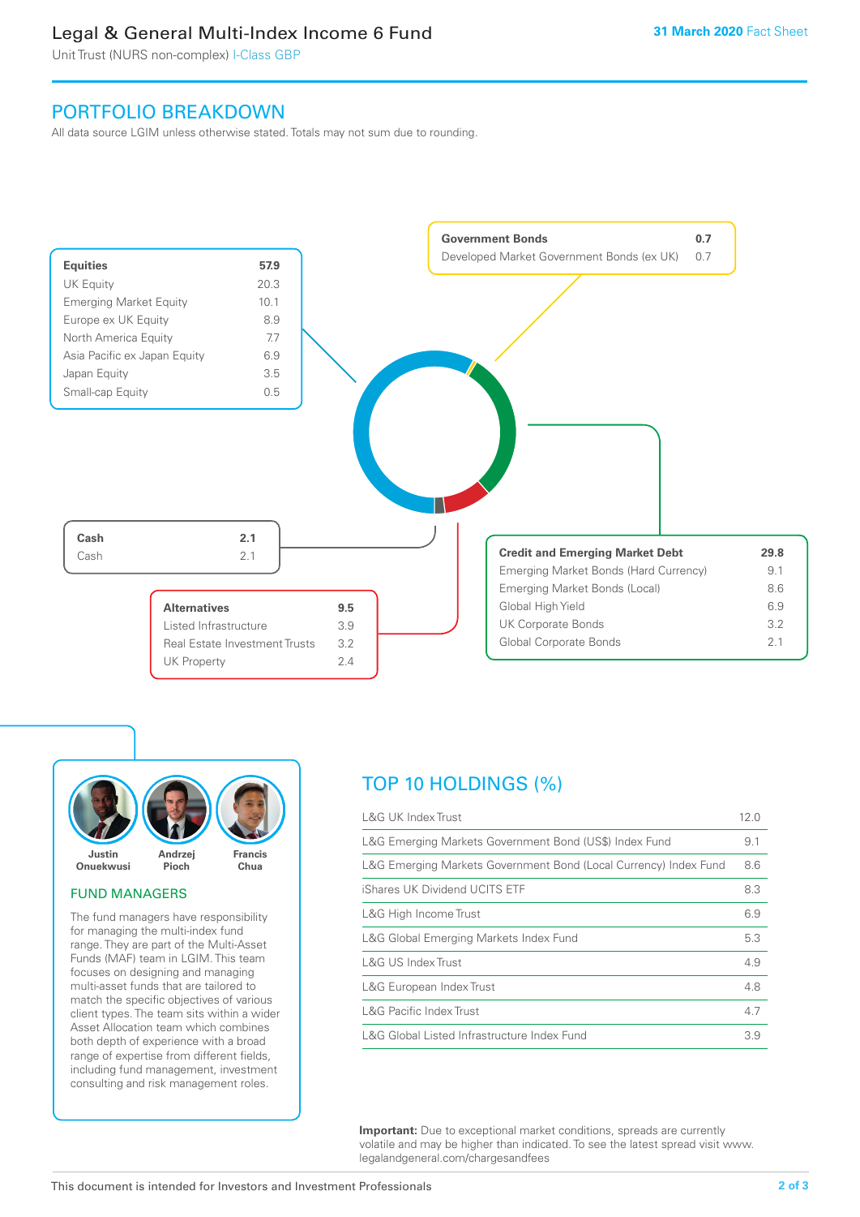# Legal & General Multi-Index Income 6 Fund

Unit Trust (NURS non-complex) I-Class GBP

31 March 2020 Fact Sheet

## PORTFOLIO BREAKDOWN

All data source LGIM unless otherwise stated. Totals may not sum due to rounding.

| Equities | 57.9 |
|---|---|
| UK Equity | 20.3 |
| Emerging Market Equity | 10.1 |
| Europe ex UK Equity | 8.9 |
| North America Equity | 7.7 |
| Asia Pacific ex Japan Equity | 6.9 |
| Japan Equity | 3.5 |
| Small-cap Equity | 0.5 |

| Government Bonds | 0.7 |
|---|---|
| Developed Market Government Bonds (ex UK) | 0.7 |

| Cash | 2.1 |
|---|---|
| Cash | 2.1 |

| Alternatives | 9.5 |
|---|---|
| Listed Infrastructure | 3.9 |
| Real Estate Investment Trusts | 3.2 |
| UK Property | 2.4 |

| Credit and Emerging Market Debt | 29.8 |
|---|---|
| Emerging Market Bonds (Hard Currency) | 9.1 |
| Emerging Market Bonds (Local) | 8.6 |
| Global High Yield | 6.9 |
| UK Corporate Bonds | 3.2 |
| Global Corporate Bonds | 2.1 |

Justin Onuekwusi, Andrzej Pioch, Francis Chua

### FUND MANAGERS

The fund managers have responsibility for managing the multi-index fund range. They are part of the Multi-Asset Funds (MAF) team in LGIM. This team focuses on designing and managing multi-asset funds that are tailored to match the specific objectives of various client types. The team sits within a wider Asset Allocation team which combines both depth of experience with a broad range of expertise from different fields, including fund management, investment consulting and risk management roles.

## TOP 10 HOLDINGS (%)

| Holding | % |
|---|---|
| L&G UK Index Trust | 12.0 |
| L&G Emerging Markets Government Bond (US$) Index Fund | 9.1 |
| L&G Emerging Markets Government Bond (Local Currency) Index Fund | 8.6 |
| iShares UK Dividend UCITS ETF | 8.3 |
| L&G High Income Trust | 6.9 |
| L&G Global Emerging Markets Index Fund | 5.3 |
| L&G US Index Trust | 4.9 |
| L&G European Index Trust | 4.8 |
| L&G Pacific Index Trust | 4.7 |
| L&G Global Listed Infrastructure Index Fund | 3.9 |

**Important:** Due to exceptional market conditions, spreads are currently volatile and may be higher than indicated. To see the latest spread visit www.legalandgeneral.com/chargesandfees

This document is intended for Investors and Investment Professionals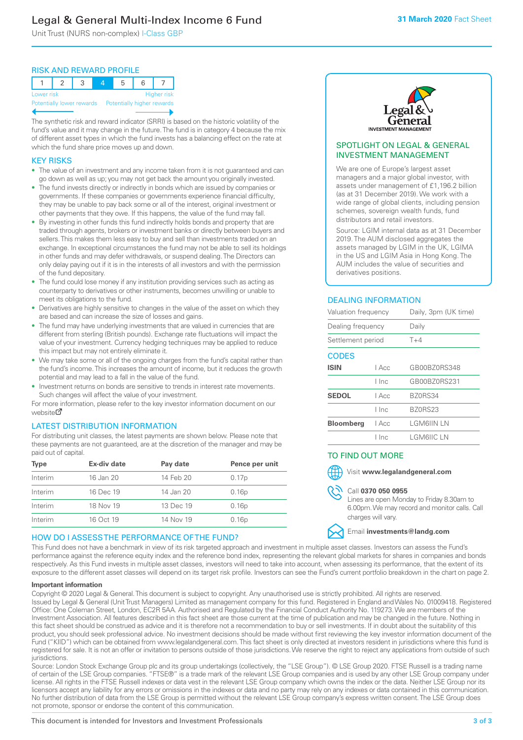# Legal & General Multi-Index Income 6 Fund

Unit Trust (NURS non-complex) I-Class GBP

**31 March 2020** Fact Sheet

## RISK AND REWARD PROFILE

| 1 | 2 | 3 | 4 | 5 | 6 | 7 |
|---|---|---|---|---|---|---|

Lower risk — Higher risk

Potentially lower rewards — Potentially higher rewards

The synthetic risk and reward indicator (SRRI) is based on the historic volatility of the fund's value and it may change in the future. The fund is in category 4 because the mix of different asset types in which the fund invests has a balancing effect on the rate at which the fund share price moves up and down.

## KEY RISKS

- The value of an investment and any income taken from it is not guaranteed and can go down as well as up; you may not get back the amount you originally invested.
- The fund invests directly or indirectly in bonds which are issued by companies or governments. If these companies or governments experience financial difficulty, they may be unable to pay back some or all of the interest, original investment or other payments that they owe. If this happens, the value of the fund may fall.
- By investing in other funds this fund indirectly holds bonds and property that are traded through agents, brokers or investment banks or directly between buyers and sellers. This makes them less easy to buy and sell than investments traded on an exchange. In exceptional circumstances the fund may not be able to sell its holdings in other funds and may defer withdrawals, or suspend dealing. The Directors can only delay paying out if it is in the interests of all investors and with the permission of the fund depositary.
- The fund could lose money if any institution providing services such as acting as counterparty to derivatives or other instruments, becomes unwilling or unable to meet its obligations to the fund.
- Derivatives are highly sensitive to changes in the value of the asset on which they are based and can increase the size of losses and gains.
- The fund may have underlying investments that are valued in currencies that are different from sterling (British pounds). Exchange rate fluctuations will impact the value of your investment. Currency hedging techniques may be applied to reduce this impact but may not entirely eliminate it.
- We may take some or all of the ongoing charges from the fund's capital rather than the fund's income. This increases the amount of income, but it reduces the growth potential and may lead to a fall in the value of the fund.
- Investment returns on bonds are sensitive to trends in interest rate movements. Such changes will affect the value of your investment.

For more information, please refer to the key investor information document on our website

## LATEST DISTRIBUTION INFORMATION

For distributing unit classes, the latest payments are shown below. Please note that these payments are not guaranteed, are at the discretion of the manager and may be paid out of capital.

| Type | Ex-div date | Pay date | Pence per unit |
|---|---|---|---|
| Interim | 16 Jan 20 | 14 Feb 20 | 0.17p |
| Interim | 16 Dec 19 | 14 Jan 20 | 0.16p |
| Interim | 18 Nov 19 | 13 Dec 19 | 0.16p |
| Interim | 16 Oct 19 | 14 Nov 19 | 0.16p |

## SPOTLIGHT ON LEGAL & GENERAL INVESTMENT MANAGEMENT

We are one of Europe's largest asset managers and a major global investor, with assets under management of £1,196.2 billion (as at 31 December 2019). We work with a wide range of global clients, including pension schemes, sovereign wealth funds, fund distributors and retail investors.

Source: LGIM internal data as at 31 December 2019. The AUM disclosed aggregates the assets managed by LGIM in the UK, LGIMA in the US and LGIM Asia in Hong Kong. The AUM includes the value of securities and derivatives positions.

## DEALING INFORMATION

| | |
|---|---|
| Valuation frequency | Daily, 3pm (UK time) |
| Dealing frequency | Daily |
| Settlement period | T+4 |

## CODES

| | | |
|---|---|---|
| **ISIN** | I Acc | GB00BZ0RS348 |
| | I Inc | GB00BZ0RS231 |
| **SEDOL** | I Acc | BZ0RS34 |
| | I Inc | BZ0RS23 |
| **Bloomberg** | I Acc | LGM6IIN LN |
| | I Inc | LGM6IIC LN |

## TO FIND OUT MORE

Visit **www.legalandgeneral.com**

Call **0370 050 0955**
Lines are open Monday to Friday 8.30am to 6.00pm. We may record and monitor calls. Call charges will vary.

Email **investments@landg.com**

## HOW DO I ASSESS THE PERFORMANCE OF THE FUND?

This Fund does not have a benchmark in view of its risk targeted approach and investment in multiple asset classes. Investors can assess the Fund's performance against the reference equity index and the reference bond index, representing the relevant global markets for shares in companies and bonds respectively. As this Fund invests in multiple asset classes, investors will need to take into account, when assessing its performance, that the extent of its exposure to the different asset classes will depend on its target risk profile. Investors can see the Fund's current portfolio breakdown in the chart on page 2.

### Important information

Copyright © 2020 Legal & General. This document is subject to copyright. Any unauthorised use is strictly prohibited. All rights are reserved.
Issued by Legal & General (Unit Trust Managers) Limited as management company for this fund. Registered in England and Wales No. 01009418. Registered Office: One Coleman Street, London, EC2R 5AA. Authorised and Regulated by the Financial Conduct Authority No. 119273. We are members of the Investment Association. All features described in this fact sheet are those current at the time of publication and may be changed in the future. Nothing in this fact sheet should be construed as advice and it is therefore not a recommendation to buy or sell investments. If in doubt about the suitability of this product, you should seek professional advice. No investment decisions should be made without first reviewing the key investor information document of the Fund ("KIID") which can be obtained from www.legalandgeneral.com. This fact sheet is only directed at investors resident in jurisdictions where this fund is registered for sale. It is not an offer or invitation to persons outside of those jurisdictions. We reserve the right to reject any applications from outside of such jurisdictions.

Source: London Stock Exchange Group plc and its group undertakings (collectively, the "LSE Group"). © LSE Group 2020. FTSE Russell is a trading name of certain of the LSE Group companies. "FTSE®" is a trade mark of the relevant LSE Group companies and is used by any other LSE Group company under license. All rights in the FTSE Russell indexes or data vest in the relevant LSE Group company which owns the index or the data. Neither LSE Group nor its licensors accept any liability for any errors or omissions in the indexes or data and no party may rely on any indexes or data contained in this communication. No further distribution of data from the LSE Group is permitted without the relevant LSE Group company's express written consent. The LSE Group does not promote, sponsor or endorse the content of this communication.

This document is intended for Investors and Investment Professionals